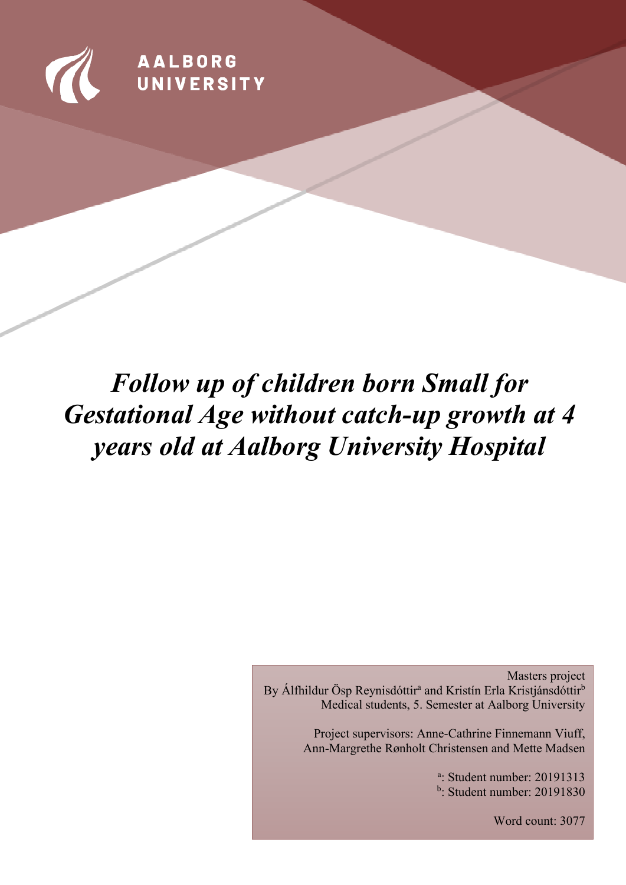AALBORG UNIVERSITY

# *Follow up of children born Small for Gestational Age without catch-up growth at 4 years old at Aalborg University Hospital*

Masters project
By Álfhildur Ösp Reynisdóttir[a] and Kristín Erla Kristjánsdóttir[b]
Medical students, 5. Semester at Aalborg University

Project supervisors: Anne-Cathrine Finnemann Viuff, Ann-Margrethe Rønholt Christensen and Mette Madsen

[a]: Student number: 20191313
[b]: Student number: 20191830

Word count: 3077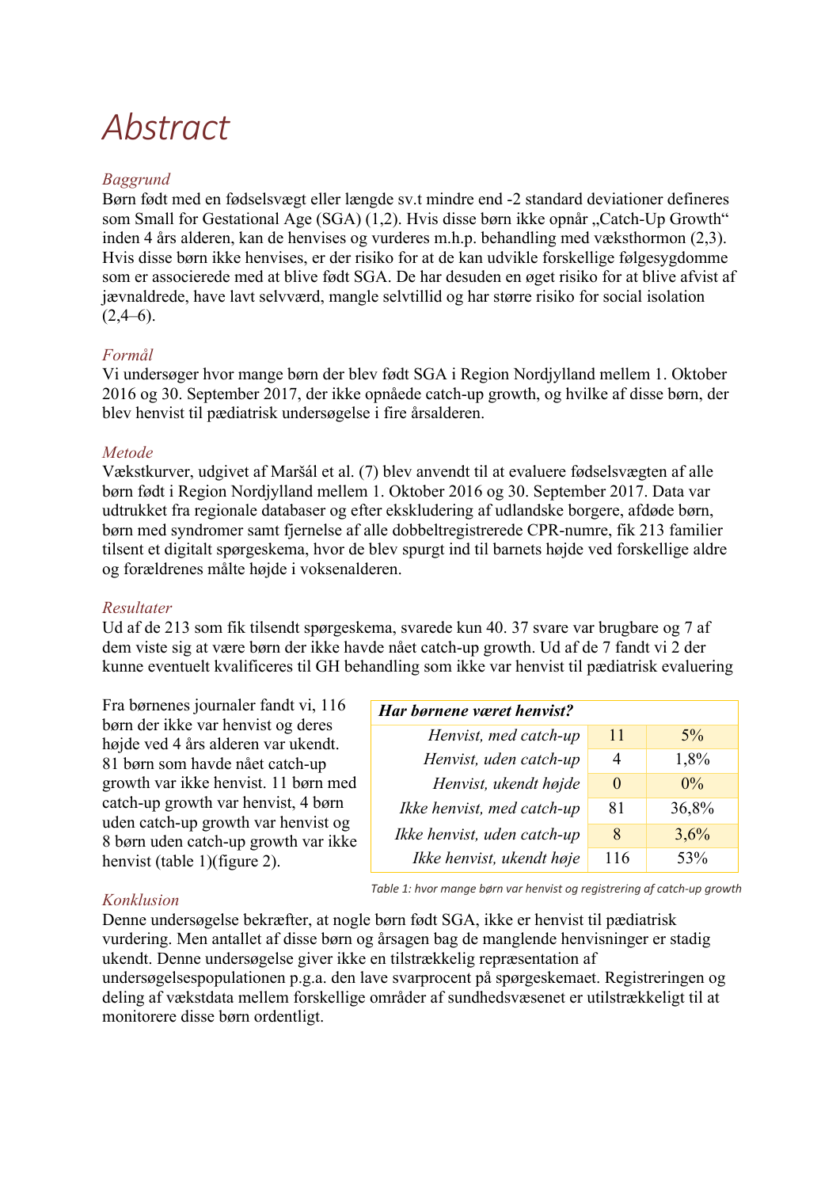# Abstract

*Baggrund*

Børn født med en fødselsvægt eller længde sv.t mindre end -2 standard deviationer defineres som Small for Gestational Age (SGA) (1,2). Hvis disse børn ikke opnår „Catch-Up Growth" inden 4 års alderen, kan de henvises og vurderes m.h.p. behandling med væksthormon (2,3). Hvis disse børn ikke henvises, er der risiko for at de kan udvikle forskellige følgesygdomme som er associerede med at blive født SGA. De har desuden en øget risiko for at blive afvist af jævnaldrede, have lavt selvværd, mangle selvtillid og har større risiko for social isolation (2,4–6).

*Formål*

Vi undersøger hvor mange børn der blev født SGA i Region Nordjylland mellem 1. Oktober 2016 og 30. September 2017, der ikke opnåede catch-up growth, og hvilke af disse børn, der blev henvist til pædiatrisk undersøgelse i fire årsalderen.

*Metode*

Vækstkurver, udgivet af Maršál et al. (7) blev anvendt til at evaluere fødselsvægten af alle børn født i Region Nordjylland mellem 1. Oktober 2016 og 30. September 2017. Data var udtrukket fra regionale databaser og efter ekskludering af udlandske borgere, afdøde børn, børn med syndromer samt fjernelse af alle dobbeltregistrerede CPR-numre, fik 213 familier tilsent et digitalt spørgeskema, hvor de blev spurgt ind til barnets højde ved forskellige aldre og forældrenes målte højde i voksenalderen.

*Resultater*

Ud af de 213 som fik tilsendt spørgeskema, svarede kun 40. 37 svare var brugbare og 7 af dem viste sig at være børn der ikke havde nået catch-up growth. Ud af de 7 fandt vi 2 der kunne eventuelt kvalificeres til GH behandling som ikke var henvist til pædiatrisk evaluering

Fra børnenes journaler fandt vi, 116 børn der ikke var henvist og deres højde ved 4 års alderen var ukendt. 81 børn som havde nået catch-up growth var ikke henvist. 11 børn med catch-up growth var henvist, 4 børn uden catch-up growth var henvist og 8 børn uden catch-up growth var ikke henvist (table 1)(figure 2).

| ***Har børnene været henvist?*** | | |
|---|---|---|
| *Henvist, med catch-up* | 11 | 5% |
| *Henvist, uden catch-up* | 4 | 1,8% |
| *Henvist, ukendt højde* | 0 | 0% |
| *Ikke henvist, med catch-up* | 81 | 36,8% |
| *Ikke henvist, uden catch-up* | 8 | 3,6% |
| *Ikke henvist, ukendt høje* | 116 | 53% |

*Table 1: hvor mange børn var henvist og registrering af catch-up growth*

*Konklusion*

Denne undersøgelse bekræfter, at nogle børn født SGA, ikke er henvist til pædiatrisk vurdering. Men antallet af disse børn og årsagen bag de manglende henvisninger er stadig ukendt. Denne undersøgelse giver ikke en tilstrækkelig repræsentation af undersøgelsespopulationen p.g.a. den lave svarprocent på spørgeskemaet. Registreringen og deling af vækstdata mellem forskellige områder af sundhedsvæsenet er utilstrækkeligt til at monitorere disse børn ordentligt.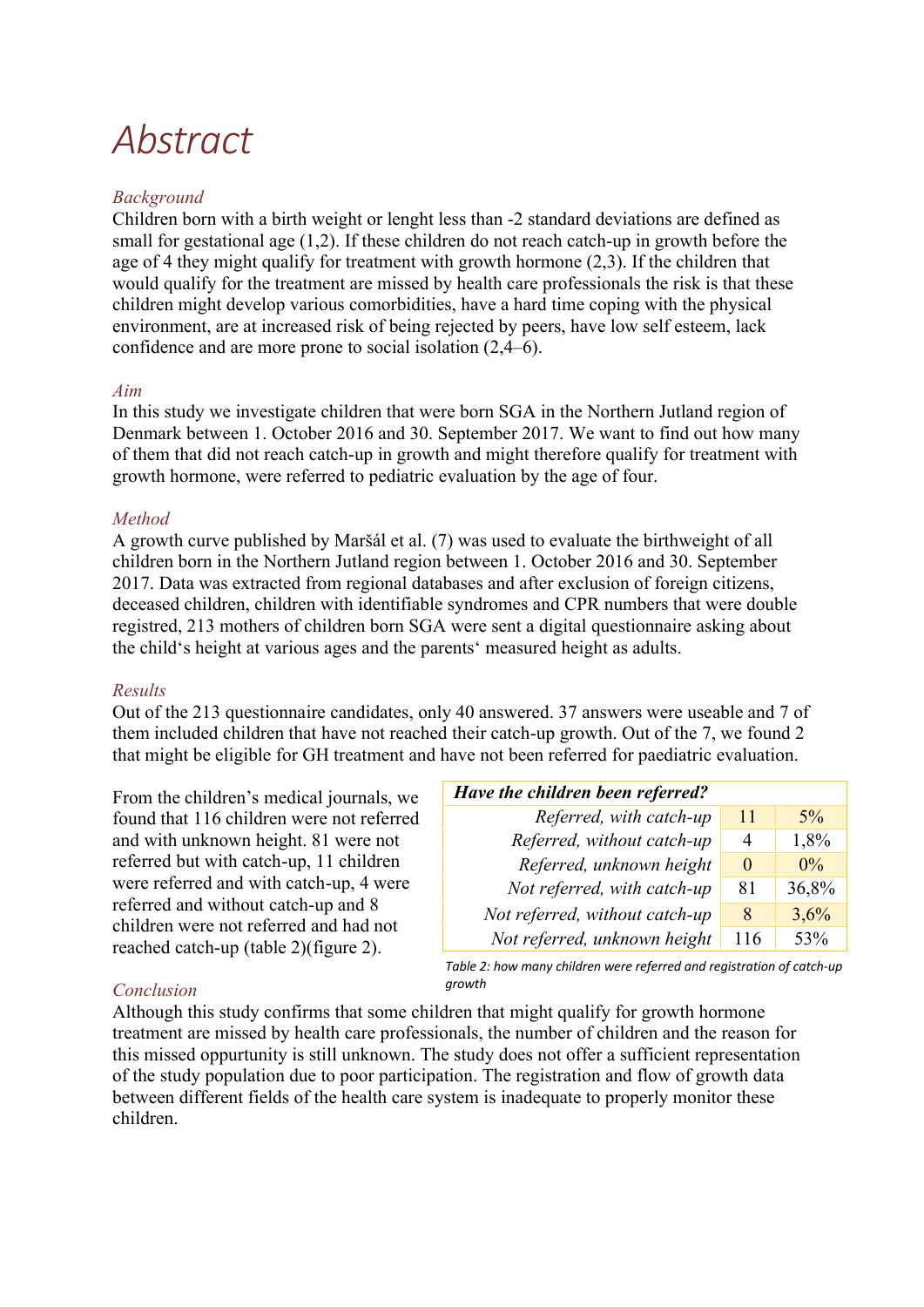# Abstract

*Background*

Children born with a birth weight or lenght less than -2 standard deviations are defined as small for gestational age (1,2). If these children do not reach catch-up in growth before the age of 4 they might qualify for treatment with growth hormone (2,3). If the children that would qualify for the treatment are missed by health care professionals the risk is that these children might develop various comorbidities, have a hard time coping with the physical environment, are at increased risk of being rejected by peers, have low self esteem, lack confidence and are more prone to social isolation (2,4–6).

*Aim*

In this study we investigate children that were born SGA in the Northern Jutland region of Denmark between 1. October 2016 and 30. September 2017. We want to find out how many of them that did not reach catch-up in growth and might therefore qualify for treatment with growth hormone, were referred to pediatric evaluation by the age of four.

*Method*

A growth curve published by Maršál et al. (7) was used to evaluate the birthweight of all children born in the Northern Jutland region between 1. October 2016 and 30. September 2017. Data was extracted from regional databases and after exclusion of foreign citizens, deceased children, children with identifiable syndromes and CPR numbers that were double registred, 213 mothers of children born SGA were sent a digital questionnaire asking about the child's height at various ages and the parents' measured height as adults.

*Results*

Out of the 213 questionnaire candidates, only 40 answered. 37 answers were useable and 7 of them included children that have not reached their catch-up growth. Out of the 7, we found 2 that might be eligible for GH treatment and have not been referred for paediatric evaluation.

From the children's medical journals, we found that 116 children were not referred and with unknown height. 81 were not referred but with catch-up, 11 children were referred and with catch-up, 4 were referred and without catch-up and 8 children were not referred and had not reached catch-up (table 2)(figure 2).

| ***Have the children been referred?*** | | |
|---|---|---|
| *Referred, with catch-up* | 11 | 5% |
| *Referred, without catch-up* | 4 | 1,8% |
| *Referred, unknown height* | 0 | 0% |
| *Not referred, with catch-up* | 81 | 36,8% |
| *Not referred, without catch-up* | 8 | 3,6% |
| *Not referred, unknown height* | 116 | 53% |

*Table 2: how many children were referred and registration of catch-up growth*

*Conclusion*

Although this study confirms that some children that might qualify for growth hormone treatment are missed by health care professionals, the number of children and the reason for this missed oppurtunity is still unknown. The study does not offer a sufficient representation of the study population due to poor participation. The registration and flow of growth data between different fields of the health care system is inadequate to properly monitor these children.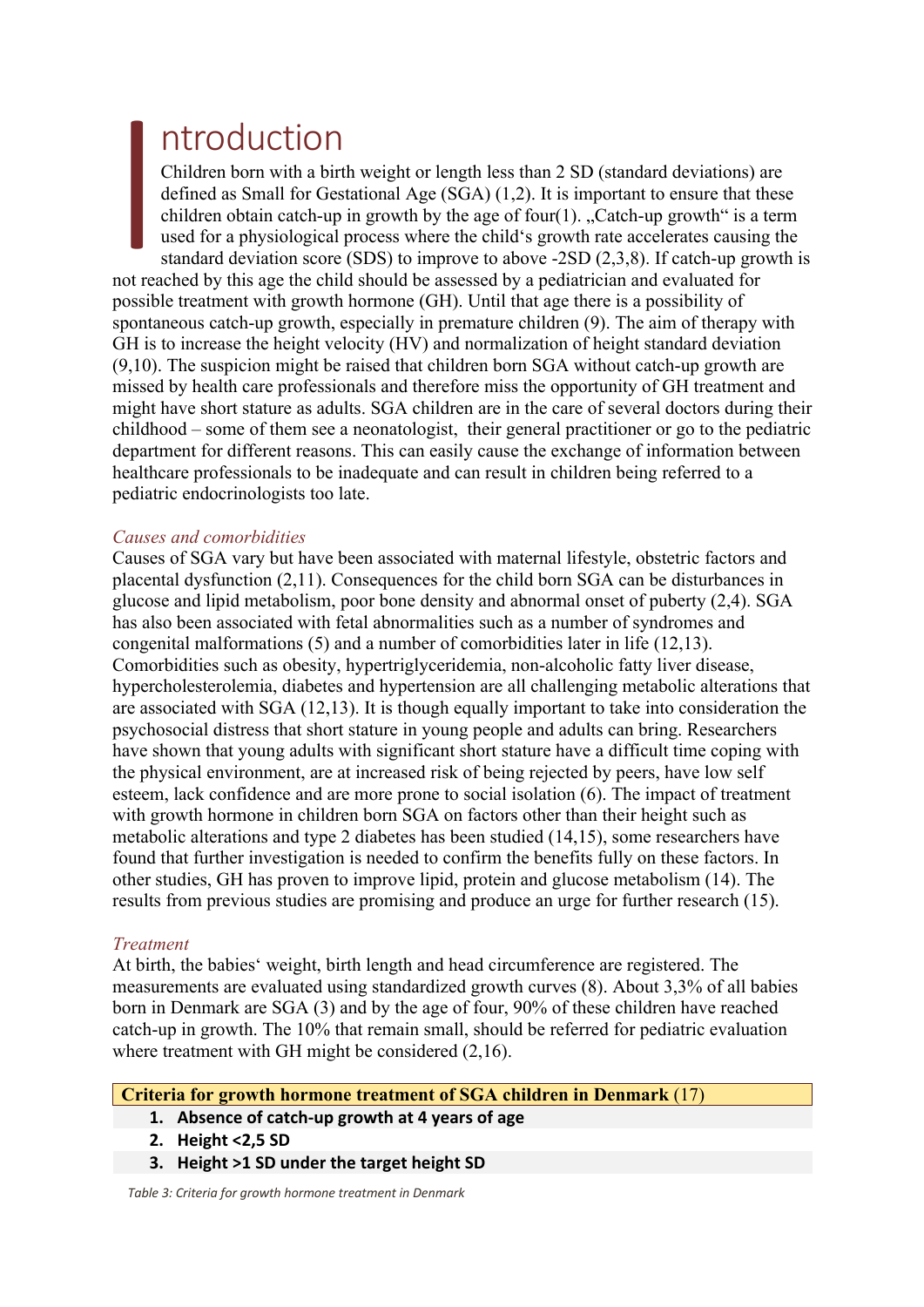# Introduction

Children born with a birth weight or length less than 2 SD (standard deviations) are defined as Small for Gestational Age (SGA) (1,2). It is important to ensure that these children obtain catch-up in growth by the age of four(1). „Catch-up growth“ is a term used for a physiological process where the child‘s growth rate accelerates causing the standard deviation score (SDS) to improve to above -2SD (2,3,8). If catch-up growth is not reached by this age the child should be assessed by a pediatrician and evaluated for possible treatment with growth hormone (GH). Until that age there is a possibility of spontaneous catch-up growth, especially in premature children (9). The aim of therapy with GH is to increase the height velocity (HV) and normalization of height standard deviation (9,10). The suspicion might be raised that children born SGA without catch-up growth are missed by health care professionals and therefore miss the opportunity of GH treatment and might have short stature as adults. SGA children are in the care of several doctors during their childhood – some of them see a neonatologist, their general practitioner or go to the pediatric department for different reasons. This can easily cause the exchange of information between healthcare professionals to be inadequate and can result in children being referred to a pediatric endocrinologists too late.

### *Causes and comorbidities*

Causes of SGA vary but have been associated with maternal lifestyle, obstetric factors and placental dysfunction (2,11). Consequences for the child born SGA can be disturbances in glucose and lipid metabolism, poor bone density and abnormal onset of puberty (2,4). SGA has also been associated with fetal abnormalities such as a number of syndromes and congenital malformations (5) and a number of comorbidities later in life (12,13). Comorbidities such as obesity, hypertriglyceridemia, non-alcoholic fatty liver disease, hypercholesterolemia, diabetes and hypertension are all challenging metabolic alterations that are associated with SGA (12,13). It is though equally important to take into consideration the psychosocial distress that short stature in young people and adults can bring. Researchers have shown that young adults with significant short stature have a difficult time coping with the physical environment, are at increased risk of being rejected by peers, have low self esteem, lack confidence and are more prone to social isolation (6). The impact of treatment with growth hormone in children born SGA on factors other than their height such as metabolic alterations and type 2 diabetes has been studied (14,15), some researchers have found that further investigation is needed to confirm the benefits fully on these factors. In other studies, GH has proven to improve lipid, protein and glucose metabolism (14). The results from previous studies are promising and produce an urge for further research (15).

### *Treatment*

At birth, the babies‘ weight, birth length and head circumference are registered. The measurements are evaluated using standardized growth curves (8). About 3,3% of all babies born in Denmark are SGA (3) and by the age of four, 90% of these children have reached catch-up in growth. The 10% that remain small, should be referred for pediatric evaluation where treatment with GH might be considered (2,16).

| **Criteria for growth hormone treatment of SGA children in Denmark** (17) |
|---|
| **1. Absence of catch-up growth at 4 years of age** |
| **2. Height <2,5 SD** |
| **3. Height >1 SD under the target height SD** |

*Table 3: Criteria for growth hormone treatment in Denmark*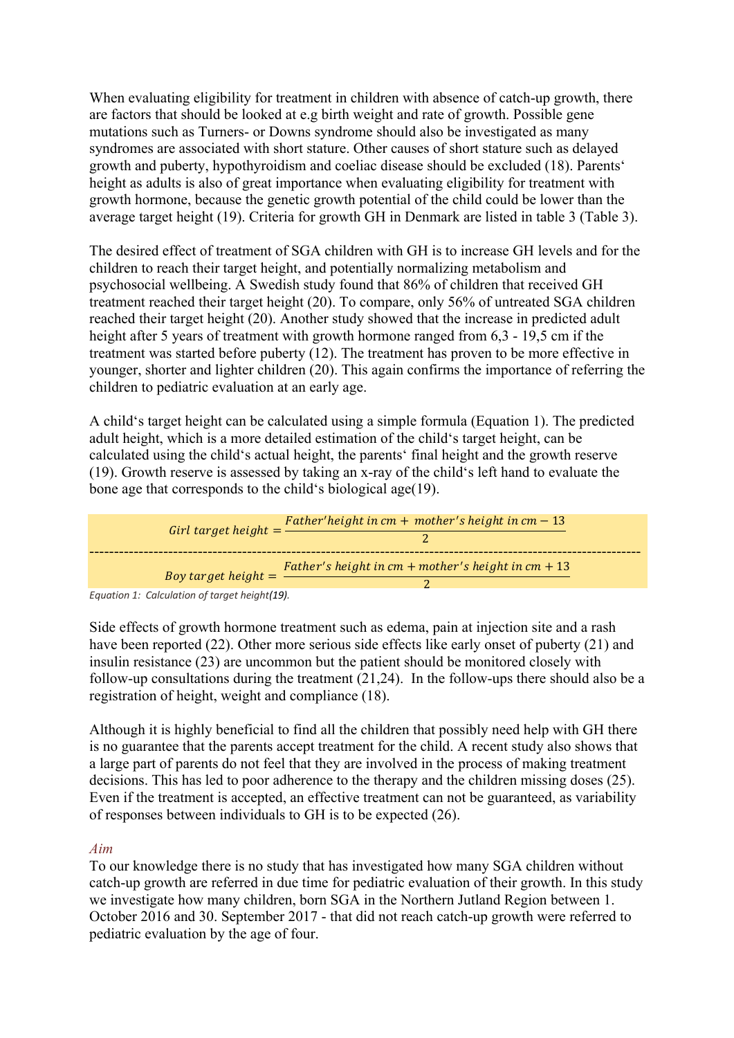When evaluating eligibility for treatment in children with absence of catch-up growth, there are factors that should be looked at e.g birth weight and rate of growth. Possible gene mutations such as Turners- or Downs syndrome should also be investigated as many syndromes are associated with short stature. Other causes of short stature such as delayed growth and puberty, hypothyroidism and coeliac disease should be excluded (18). Parents' height as adults is also of great importance when evaluating eligibility for treatment with growth hormone, because the genetic growth potential of the child could be lower than the average target height (19). Criteria for growth GH in Denmark are listed in table 3 (Table 3).

The desired effect of treatment of SGA children with GH is to increase GH levels and for the children to reach their target height, and potentially normalizing metabolism and psychosocial wellbeing. A Swedish study found that 86% of children that received GH treatment reached their target height (20). To compare, only 56% of untreated SGA children reached their target height (20). Another study showed that the increase in predicted adult height after 5 years of treatment with growth hormone ranged from 6,3 - 19,5 cm if the treatment was started before puberty (12). The treatment has proven to be more effective in younger, shorter and lighter children (20). This again confirms the importance of referring the children to pediatric evaluation at an early age.

A child's target height can be calculated using a simple formula (Equation 1). The predicted adult height, which is a more detailed estimation of the child's target height, can be calculated using the child's actual height, the parents' final height and the growth reserve (19). Growth reserve is assessed by taking an x-ray of the child's left hand to evaluate the bone age that corresponds to the child's biological age(19).

$$Girl\ target\ height = \frac{Father'height\ in\ cm + \ mother's\ height\ in\ cm - 13}{2}$$

$$Boy\ target\ height = \frac{Father's\ height\ in\ cm + mother's\ height\ in\ cm + 13}{2}$$

*Equation 1: Calculation of target height(19).*

Side effects of growth hormone treatment such as edema, pain at injection site and a rash have been reported (22). Other more serious side effects like early onset of puberty (21) and insulin resistance (23) are uncommon but the patient should be monitored closely with follow-up consultations during the treatment (21,24). In the follow-ups there should also be a registration of height, weight and compliance (18).

Although it is highly beneficial to find all the children that possibly need help with GH there is no guarantee that the parents accept treatment for the child. A recent study also shows that a large part of parents do not feel that they are involved in the process of making treatment decisions. This has led to poor adherence to the therapy and the children missing doses (25). Even if the treatment is accepted, an effective treatment can not be guaranteed, as variability of responses between individuals to GH is to be expected (26).

*Aim*

To our knowledge there is no study that has investigated how many SGA children without catch-up growth are referred in due time for pediatric evaluation of their growth. In this study we investigate how many children, born SGA in the Northern Jutland Region between 1. October 2016 and 30. September 2017 - that did not reach catch-up growth were referred to pediatric evaluation by the age of four.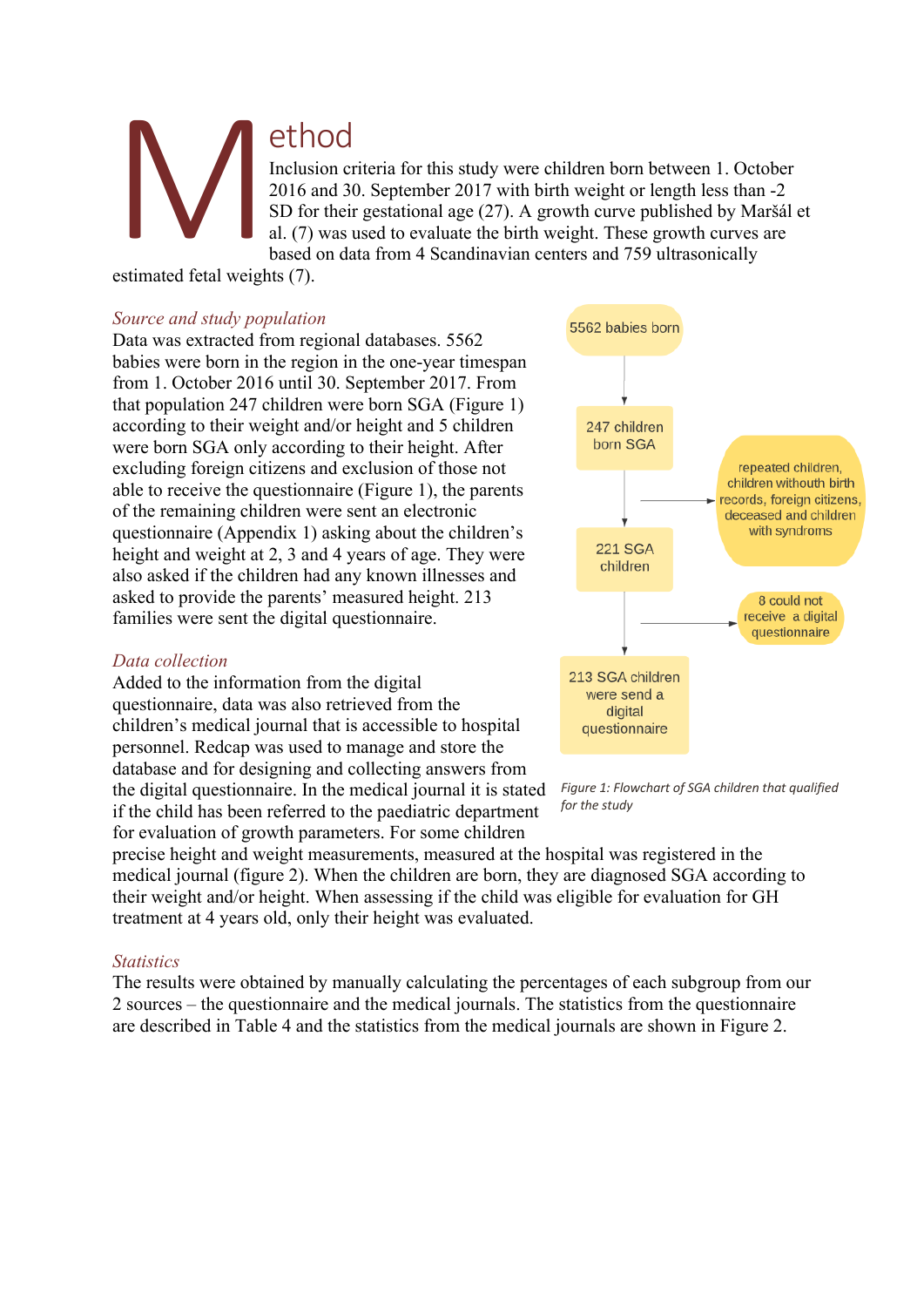# Method

Inclusion criteria for this study were children born between 1. October 2016 and 30. September 2017 with birth weight or length less than -2 SD for their gestational age (27). A growth curve published by Maršál et al. (7) was used to evaluate the birth weight. These growth curves are based on data from 4 Scandinavian centers and 759 ultrasonically estimated fetal weights (7).

### *Source and study population*

Data was extracted from regional databases. 5562 babies were born in the region in the one-year timespan from 1. October 2016 until 30. September 2017. From that population 247 children were born SGA (Figure 1) according to their weight and/or height and 5 children were born SGA only according to their height. After excluding foreign citizens and exclusion of those not able to receive the questionnaire (Figure 1), the parents of the remaining children were sent an electronic questionnaire (Appendix 1) asking about the children's height and weight at 2, 3 and 4 years of age. They were also asked if the children had any known illnesses and asked to provide the parents' measured height. 213 families were sent the digital questionnaire.

5562 babies born → 247 children born SGA → (repeated children, children withouth birth records, foreign citizens, deceased and children with syndroms) → 221 SGA children → (8 could not receive a digital questionnaire) → 213 SGA children were send a digital questionnaire

*Figure 1: Flowchart of SGA children that qualified for the study*

### *Data collection*

Added to the information from the digital questionnaire, data was also retrieved from the children's medical journal that is accessible to hospital personnel. Redcap was used to manage and store the database and for designing and collecting answers from the digital questionnaire. In the medical journal it is stated if the child has been referred to the paediatric department for evaluation of growth parameters. For some children precise height and weight measurements, measured at the hospital was registered in the medical journal (figure 2). When the children are born, they are diagnosed SGA according to their weight and/or height. When assessing if the child was eligible for evaluation for GH treatment at 4 years old, only their height was evaluated.

### *Statistics*

The results were obtained by manually calculating the percentages of each subgroup from our 2 sources – the questionnaire and the medical journals. The statistics from the questionnaire are described in Table 4 and the statistics from the medical journals are shown in Figure 2.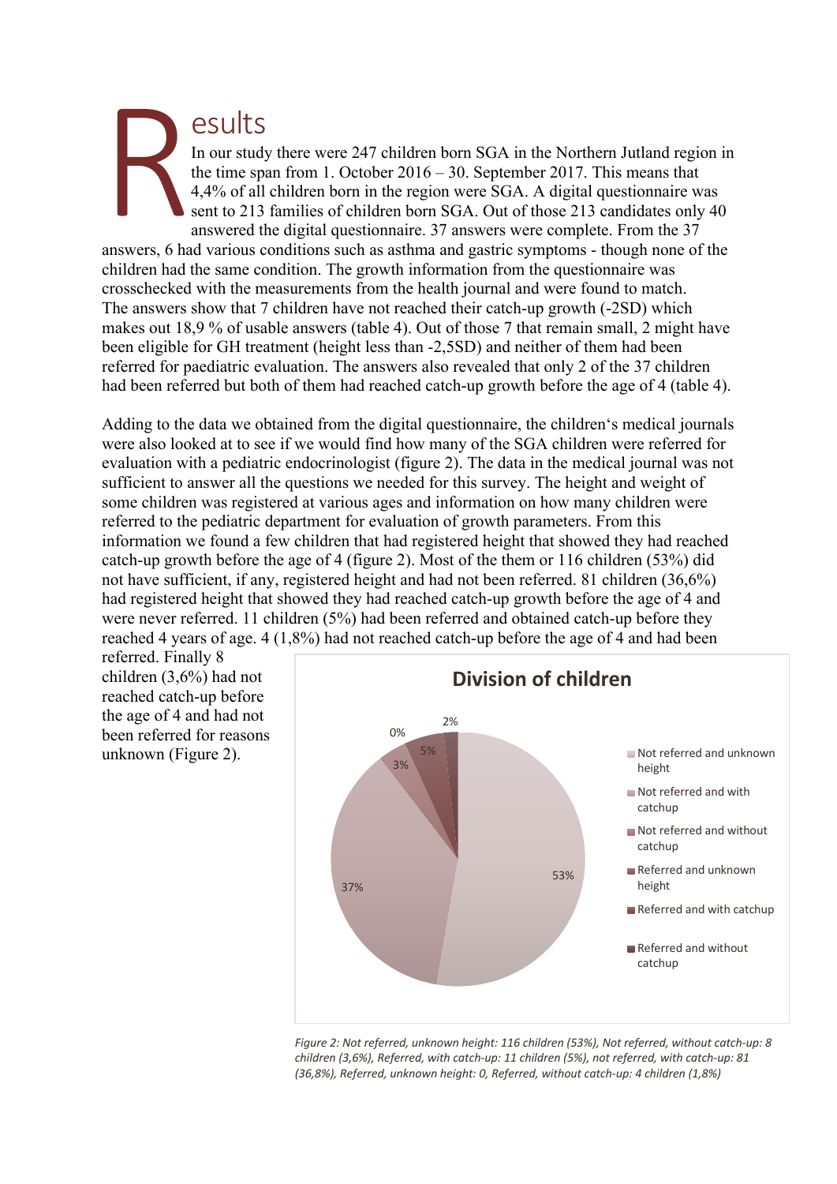# Results

In our study there were 247 children born SGA in the Northern Jutland region in the time span from 1. October 2016 – 30. September 2017. This means that 4,4% of all children born in the region were SGA. A digital questionnaire was sent to 213 families of children born SGA. Out of those 213 candidates only 40 answered the digital questionnaire. 37 answers were complete. From the 37 answers, 6 had various conditions such as asthma and gastric symptoms - though none of the children had the same condition. The growth information from the questionnaire was crosschecked with the measurements from the health journal and were found to match. The answers show that 7 children have not reached their catch-up growth (-2SD) which makes out 18,9 % of usable answers (table 4). Out of those 7 that remain small, 2 might have been eligible for GH treatment (height less than -2,5SD) and neither of them had been referred for paediatric evaluation. The answers also revealed that only 2 of the 37 children had been referred but both of them had reached catch-up growth before the age of 4 (table 4).

Adding to the data we obtained from the digital questionnaire, the children's medical journals were also looked at to see if we would find how many of the SGA children were referred for evaluation with a pediatric endocrinologist (figure 2). The data in the medical journal was not sufficient to answer all the questions we needed for this survey. The height and weight of some children was registered at various ages and information on how many children were referred to the pediatric department for evaluation of growth parameters. From this information we found a few children that had registered height that showed they had reached catch-up growth before the age of 4 (figure 2). Most of the them or 116 children (53%) did not have sufficient, if any, registered height and had not been referred. 81 children (36,6%) had registered height that showed they had reached catch-up growth before the age of 4 and were never referred. 11 children (5%) had been referred and obtained catch-up before they reached 4 years of age. 4 (1,8%) had not reached catch-up before the age of 4 and had been referred. Finally 8 children (3,6%) had not reached catch-up before the age of 4 and had not been referred for reasons unknown (Figure 2).

**Division of children**

| Category | Share |
|---|---|
| Not referred and unknown height | 53% |
| Not referred and with catchup | 37% |
| Not referred and without catchup | 3% |
| Referred and unknown height | 0% |
| Referred and with catchup | 5% |
| Referred and without catchup | 2% |

*Figure 2: Not referred, unknown height: 116 children (53%), Not referred, without catch-up: 8 children (3,6%), Referred, with catch-up: 11 children (5%), not referred, with catch-up: 81 (36,8%), Referred, unknown height: 0, Referred, without catch-up: 4 children (1,8%)*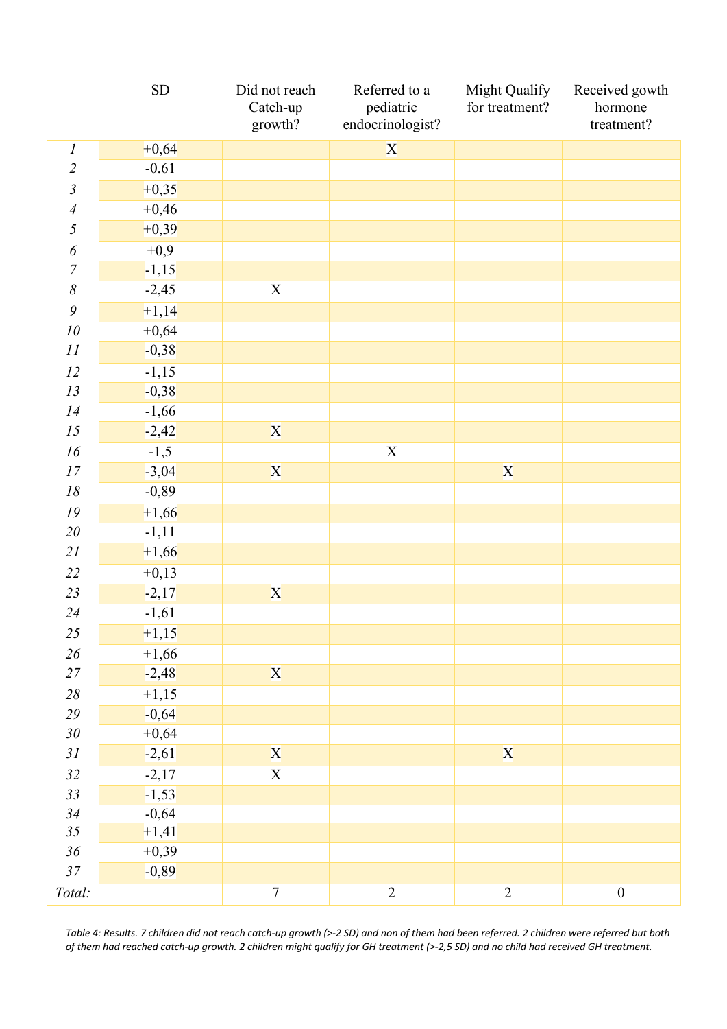| | SD | Did not reach Catch-up growth? | Referred to a pediatric endocrinologist? | Might Qualify for treatment? | Received gowth hormone treatment? |
|---|---|---|---|---|---|
| *1* | +0,64 | | X | | |
| *2* | -0.61 | | | | |
| *3* | +0,35 | | | | |
| *4* | +0,46 | | | | |
| *5* | +0,39 | | | | |
| *6* | +0,9 | | | | |
| *7* | -1,15 | | | | |
| *8* | -2,45 | X | | | |
| *9* | +1,14 | | | | |
| *10* | +0,64 | | | | |
| *11* | -0,38 | | | | |
| *12* | -1,15 | | | | |
| *13* | -0,38 | | | | |
| *14* | -1,66 | | | | |
| *15* | -2,42 | X | | | |
| *16* | -1,5 | | X | | |
| *17* | -3,04 | X | | X | |
| *18* | -0,89 | | | | |
| *19* | +1,66 | | | | |
| *20* | -1,11 | | | | |
| *21* | +1,66 | | | | |
| *22* | +0,13 | | | | |
| *23* | -2,17 | X | | | |
| *24* | -1,61 | | | | |
| *25* | +1,15 | | | | |
| *26* | +1,66 | | | | |
| *27* | -2,48 | X | | | |
| *28* | +1,15 | | | | |
| *29* | -0,64 | | | | |
| *30* | +0,64 | | | | |
| *31* | -2,61 | X | | X | |
| *32* | -2,17 | X | | | |
| *33* | -1,53 | | | | |
| *34* | -0,64 | | | | |
| *35* | +1,41 | | | | |
| *36* | +0,39 | | | | |
| *37* | -0,89 | | | | |
| *Total:* | | 7 | 2 | 2 | 0 |

*Table 4: Results. 7 children did not reach catch-up growth (>-2 SD) and non of them had been referred. 2 children were referred but both of them had reached catch-up growth. 2 children might qualify for GH treatment (>-2,5 SD) and no child had received GH treatment.*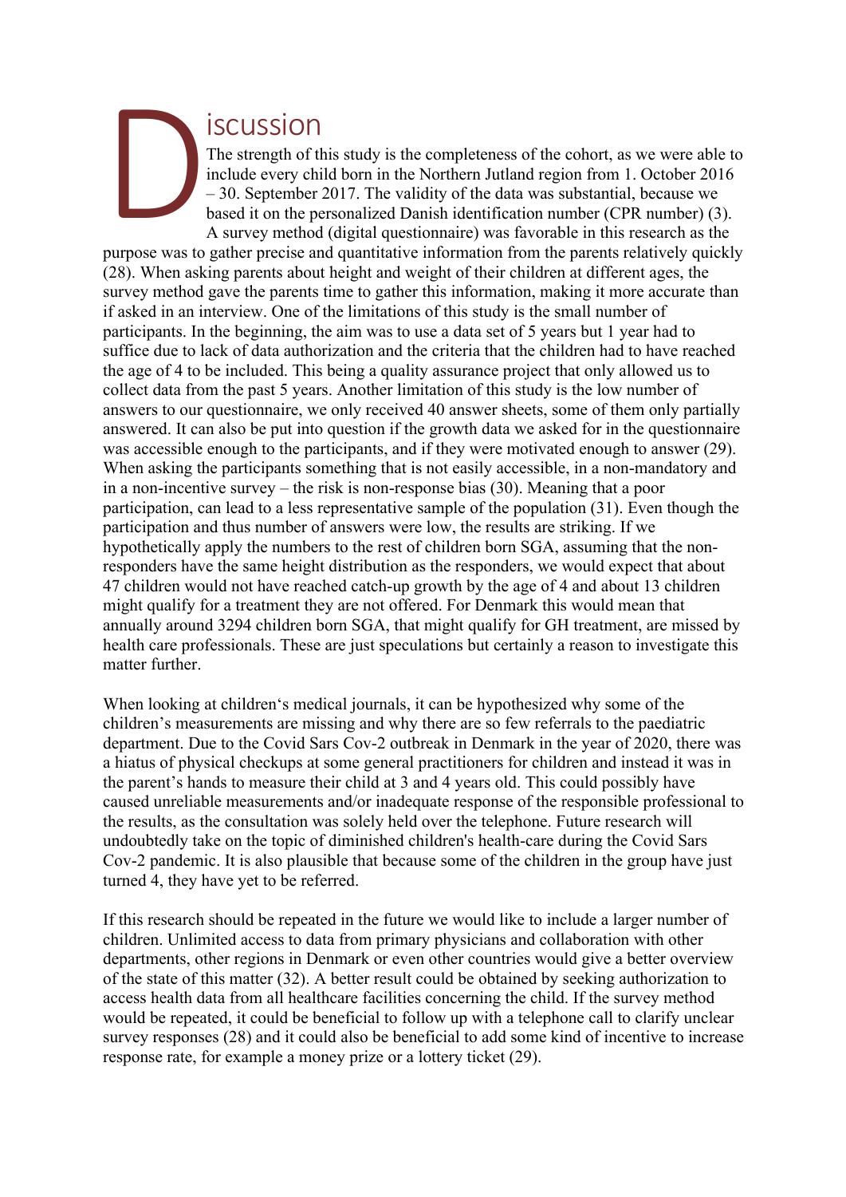# Discussion

The strength of this study is the completeness of the cohort, as we were able to include every child born in the Northern Jutland region from 1. October 2016 – 30. September 2017. The validity of the data was substantial, because we based it on the personalized Danish identification number (CPR number) (3). A survey method (digital questionnaire) was favorable in this research as the purpose was to gather precise and quantitative information from the parents relatively quickly (28). When asking parents about height and weight of their children at different ages, the survey method gave the parents time to gather this information, making it more accurate than if asked in an interview. One of the limitations of this study is the small number of participants. In the beginning, the aim was to use a data set of 5 years but 1 year had to suffice due to lack of data authorization and the criteria that the children had to have reached the age of 4 to be included. This being a quality assurance project that only allowed us to collect data from the past 5 years. Another limitation of this study is the low number of answers to our questionnaire, we only received 40 answer sheets, some of them only partially answered. It can also be put into question if the growth data we asked for in the questionnaire was accessible enough to the participants, and if they were motivated enough to answer (29). When asking the participants something that is not easily accessible, in a non-mandatory and in a non-incentive survey – the risk is non-response bias (30). Meaning that a poor participation, can lead to a less representative sample of the population (31). Even though the participation and thus number of answers were low, the results are striking. If we hypothetically apply the numbers to the rest of children born SGA, assuming that the non-responders have the same height distribution as the responders, we would expect that about 47 children would not have reached catch-up growth by the age of 4 and about 13 children might qualify for a treatment they are not offered. For Denmark this would mean that annually around 3294 children born SGA, that might qualify for GH treatment, are missed by health care professionals. These are just speculations but certainly a reason to investigate this matter further.

When looking at children's medical journals, it can be hypothesized why some of the children's measurements are missing and why there are so few referrals to the paediatric department. Due to the Covid Sars Cov-2 outbreak in Denmark in the year of 2020, there was a hiatus of physical checkups at some general practitioners for children and instead it was in the parent's hands to measure their child at 3 and 4 years old. This could possibly have caused unreliable measurements and/or inadequate response of the responsible professional to the results, as the consultation was solely held over the telephone. Future research will undoubtedly take on the topic of diminished children's health-care during the Covid Sars Cov-2 pandemic. It is also plausible that because some of the children in the group have just turned 4, they have yet to be referred.

If this research should be repeated in the future we would like to include a larger number of children. Unlimited access to data from primary physicians and collaboration with other departments, other regions in Denmark or even other countries would give a better overview of the state of this matter (32). A better result could be obtained by seeking authorization to access health data from all healthcare facilities concerning the child. If the survey method would be repeated, it could be beneficial to follow up with a telephone call to clarify unclear survey responses (28) and it could also be beneficial to add some kind of incentive to increase response rate, for example a money prize or a lottery ticket (29).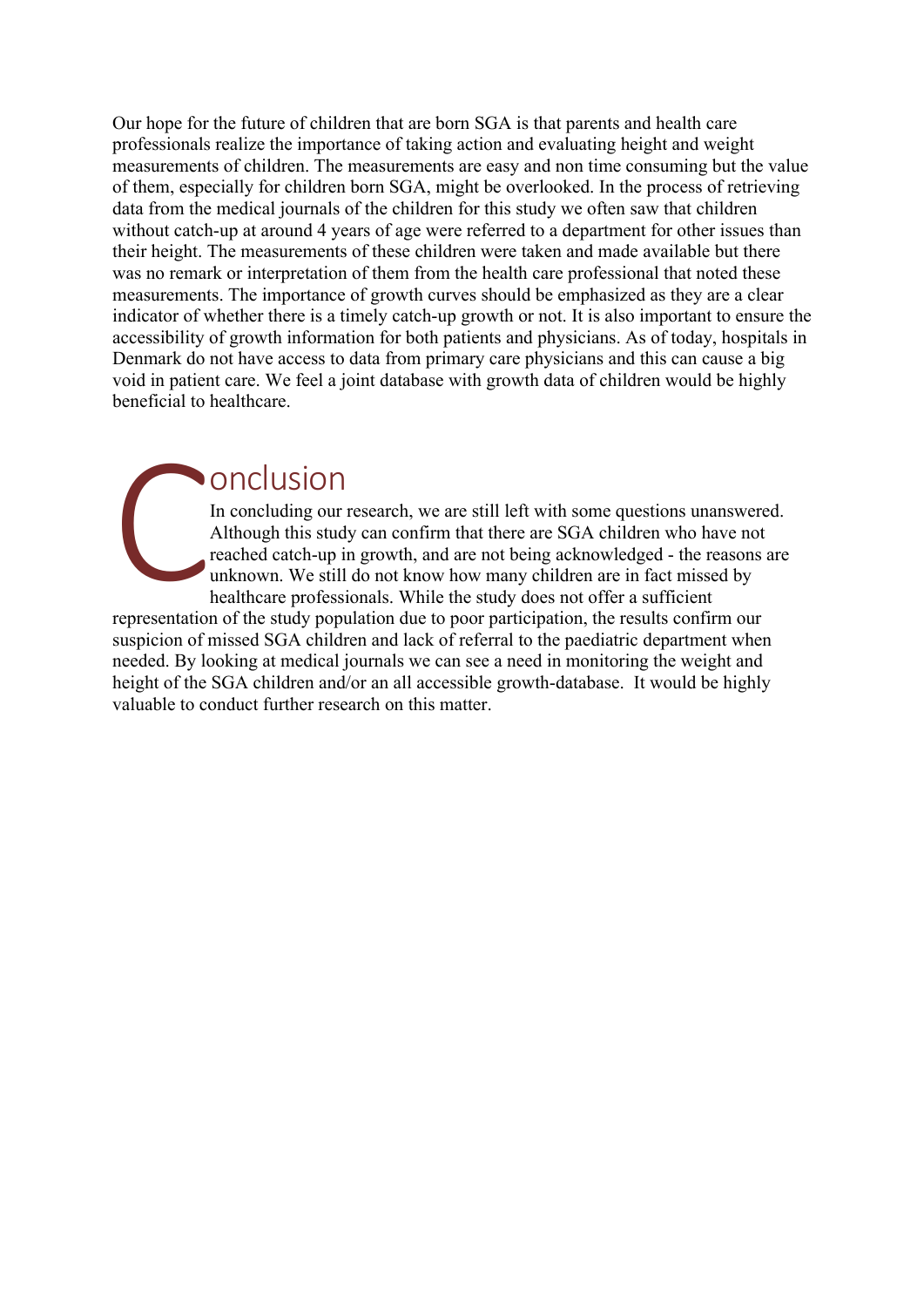Our hope for the future of children that are born SGA is that parents and health care professionals realize the importance of taking action and evaluating height and weight measurements of children. The measurements are easy and non time consuming but the value of them, especially for children born SGA, might be overlooked. In the process of retrieving data from the medical journals of the children for this study we often saw that children without catch-up at around 4 years of age were referred to a department for other issues than their height. The measurements of these children were taken and made available but there was no remark or interpretation of them from the health care professional that noted these measurements. The importance of growth curves should be emphasized as they are a clear indicator of whether there is a timely catch-up growth or not. It is also important to ensure the accessibility of growth information for both patients and physicians. As of today, hospitals in Denmark do not have access to data from primary care physicians and this can cause a big void in patient care. We feel a joint database with growth data of children would be highly beneficial to healthcare.

## Conclusion

In concluding our research, we are still left with some questions unanswered. Although this study can confirm that there are SGA children who have not reached catch-up in growth, and are not being acknowledged - the reasons are unknown. We still do not know how many children are in fact missed by healthcare professionals. While the study does not offer a sufficient representation of the study population due to poor participation, the results confirm our suspicion of missed SGA children and lack of referral to the paediatric department when needed. By looking at medical journals we can see a need in monitoring the weight and height of the SGA children and/or an all accessible growth-database. It would be highly valuable to conduct further research on this matter.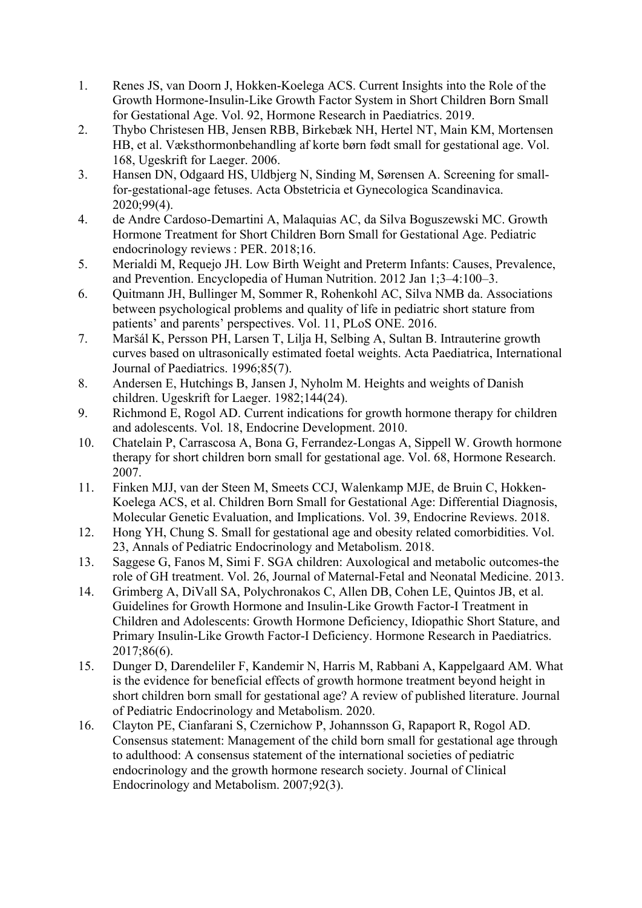1. Renes JS, van Doorn J, Hokken-Koelega ACS. Current Insights into the Role of the Growth Hormone-Insulin-Like Growth Factor System in Short Children Born Small for Gestational Age. Vol. 92, Hormone Research in Paediatrics. 2019.
2. Thybo Christesen HB, Jensen RBB, Birkebæk NH, Hertel NT, Main KM, Mortensen HB, et al. Væksthormonbehandling af korte børn født small for gestational age. Vol. 168, Ugeskrift for Laeger. 2006.
3. Hansen DN, Odgaard HS, Uldbjerg N, Sinding M, Sørensen A. Screening for small-for-gestational-age fetuses. Acta Obstetricia et Gynecologica Scandinavica. 2020;99(4).
4. de Andre Cardoso-Demartini A, Malaquias AC, da Silva Boguszewski MC. Growth Hormone Treatment for Short Children Born Small for Gestational Age. Pediatric endocrinology reviews : PER. 2018;16.
5. Merialdi M, Requejo JH. Low Birth Weight and Preterm Infants: Causes, Prevalence, and Prevention. Encyclopedia of Human Nutrition. 2012 Jan 1;3–4:100–3.
6. Quitmann JH, Bullinger M, Sommer R, Rohenkohl AC, Silva NMB da. Associations between psychological problems and quality of life in pediatric short stature from patients' and parents' perspectives. Vol. 11, PLoS ONE. 2016.
7. Maršál K, Persson PH, Larsen T, Lilja H, Selbing A, Sultan B. Intrauterine growth curves based on ultrasonically estimated foetal weights. Acta Paediatrica, International Journal of Paediatrics. 1996;85(7).
8. Andersen E, Hutchings B, Jansen J, Nyholm M. Heights and weights of Danish children. Ugeskrift for Laeger. 1982;144(24).
9. Richmond E, Rogol AD. Current indications for growth hormone therapy for children and adolescents. Vol. 18, Endocrine Development. 2010.
10. Chatelain P, Carrascosa A, Bona G, Ferrandez-Longas A, Sippell W. Growth hormone therapy for short children born small for gestational age. Vol. 68, Hormone Research. 2007.
11. Finken MJJ, van der Steen M, Smeets CCJ, Walenkamp MJE, de Bruin C, Hokken-Koelega ACS, et al. Children Born Small for Gestational Age: Differential Diagnosis, Molecular Genetic Evaluation, and Implications. Vol. 39, Endocrine Reviews. 2018.
12. Hong YH, Chung S. Small for gestational age and obesity related comorbidities. Vol. 23, Annals of Pediatric Endocrinology and Metabolism. 2018.
13. Saggese G, Fanos M, Simi F. SGA children: Auxological and metabolic outcomes-the role of GH treatment. Vol. 26, Journal of Maternal-Fetal and Neonatal Medicine. 2013.
14. Grimberg A, DiVall SA, Polychronakos C, Allen DB, Cohen LE, Quintos JB, et al. Guidelines for Growth Hormone and Insulin-Like Growth Factor-I Treatment in Children and Adolescents: Growth Hormone Deficiency, Idiopathic Short Stature, and Primary Insulin-Like Growth Factor-I Deficiency. Hormone Research in Paediatrics. 2017;86(6).
15. Dunger D, Darendeliler F, Kandemir N, Harris M, Rabbani A, Kappelgaard AM. What is the evidence for beneficial effects of growth hormone treatment beyond height in short children born small for gestational age? A review of published literature. Journal of Pediatric Endocrinology and Metabolism. 2020.
16. Clayton PE, Cianfarani S, Czernichow P, Johannsson G, Rapaport R, Rogol AD. Consensus statement: Management of the child born small for gestational age through to adulthood: A consensus statement of the international societies of pediatric endocrinology and the growth hormone research society. Journal of Clinical Endocrinology and Metabolism. 2007;92(3).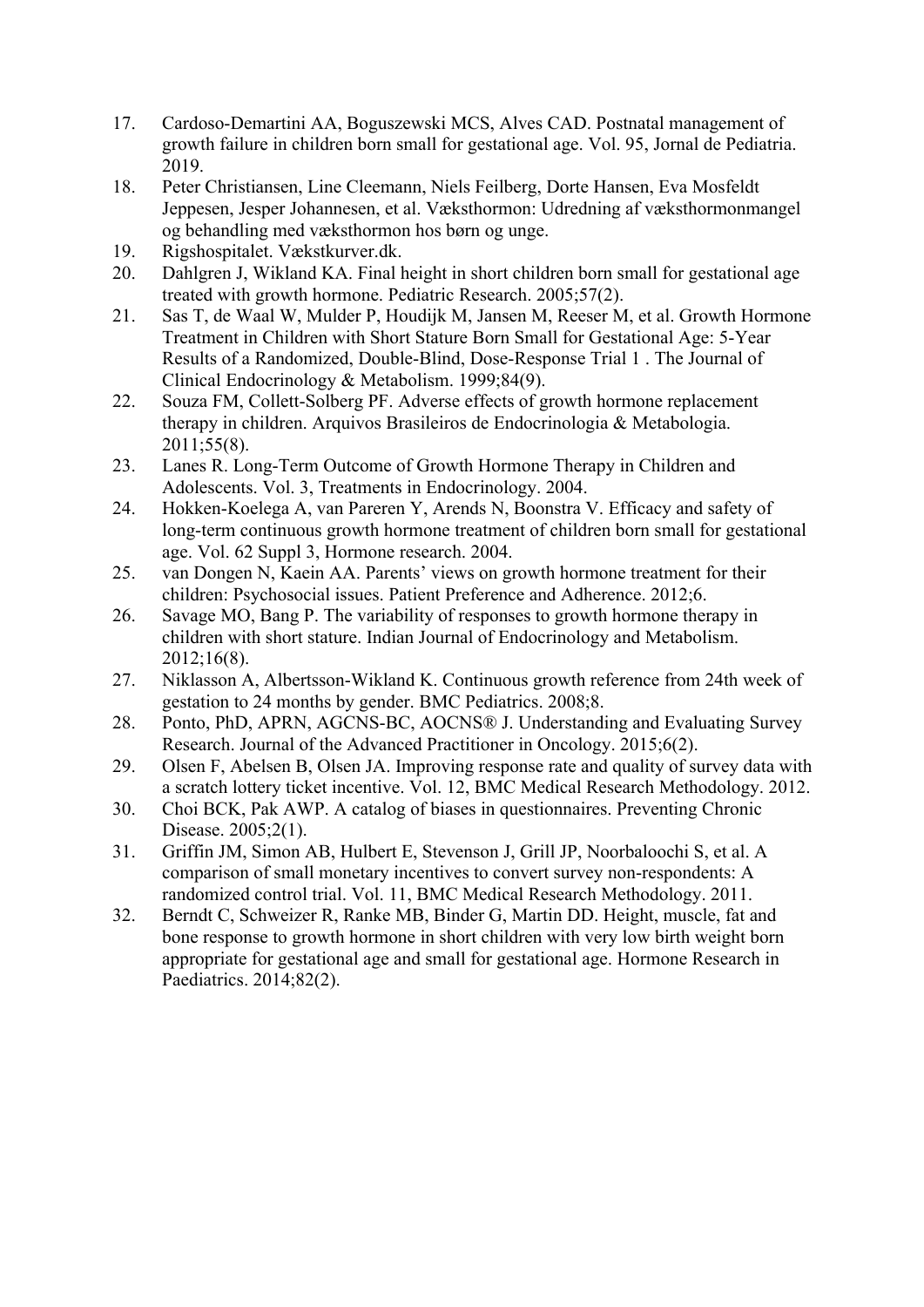17. Cardoso-Demartini AA, Boguszewski MCS, Alves CAD. Postnatal management of growth failure in children born small for gestational age. Vol. 95, Jornal de Pediatria. 2019.
18. Peter Christiansen, Line Cleemann, Niels Feilberg, Dorte Hansen, Eva Mosfeldt Jeppesen, Jesper Johannesen, et al. Væksthormon: Udredning af væksthormonmangel og behandling med væksthormon hos børn og unge.
19. Rigshospitalet. Vækstkurver.dk.
20. Dahlgren J, Wikland KA. Final height in short children born small for gestational age treated with growth hormone. Pediatric Research. 2005;57(2).
21. Sas T, de Waal W, Mulder P, Houdijk M, Jansen M, Reeser M, et al. Growth Hormone Treatment in Children with Short Stature Born Small for Gestational Age: 5-Year Results of a Randomized, Double-Blind, Dose-Response Trial 1 . The Journal of Clinical Endocrinology & Metabolism. 1999;84(9).
22. Souza FM, Collett-Solberg PF. Adverse effects of growth hormone replacement therapy in children. Arquivos Brasileiros de Endocrinologia & Metabologia. 2011;55(8).
23. Lanes R. Long-Term Outcome of Growth Hormone Therapy in Children and Adolescents. Vol. 3, Treatments in Endocrinology. 2004.
24. Hokken-Koelega A, van Pareren Y, Arends N, Boonstra V. Efficacy and safety of long-term continuous growth hormone treatment of children born small for gestational age. Vol. 62 Suppl 3, Hormone research. 2004.
25. van Dongen N, Kaein AA. Parents' views on growth hormone treatment for their children: Psychosocial issues. Patient Preference and Adherence. 2012;6.
26. Savage MO, Bang P. The variability of responses to growth hormone therapy in children with short stature. Indian Journal of Endocrinology and Metabolism. 2012;16(8).
27. Niklasson A, Albertsson-Wikland K. Continuous growth reference from 24th week of gestation to 24 months by gender. BMC Pediatrics. 2008;8.
28. Ponto, PhD, APRN, AGCNS-BC, AOCNS® J. Understanding and Evaluating Survey Research. Journal of the Advanced Practitioner in Oncology. 2015;6(2).
29. Olsen F, Abelsen B, Olsen JA. Improving response rate and quality of survey data with a scratch lottery ticket incentive. Vol. 12, BMC Medical Research Methodology. 2012.
30. Choi BCK, Pak AWP. A catalog of biases in questionnaires. Preventing Chronic Disease. 2005;2(1).
31. Griffin JM, Simon AB, Hulbert E, Stevenson J, Grill JP, Noorbaloochi S, et al. A comparison of small monetary incentives to convert survey non-respondents: A randomized control trial. Vol. 11, BMC Medical Research Methodology. 2011.
32. Berndt C, Schweizer R, Ranke MB, Binder G, Martin DD. Height, muscle, fat and bone response to growth hormone in short children with very low birth weight born appropriate for gestational age and small for gestational age. Hormone Research in Paediatrics. 2014;82(2).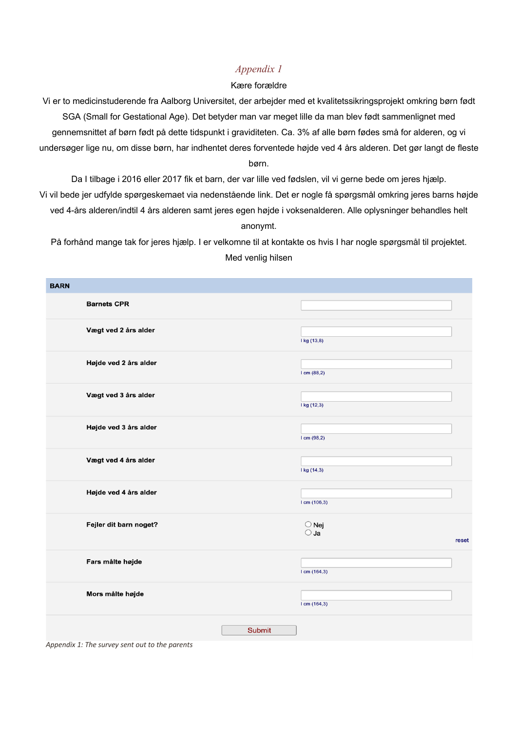*Appendix 1*

Kære forældre

Vi er to medicinstuderende fra Aalborg Universitet, der arbejder med et kvalitetssikringsprojekt omkring børn født SGA (Small for Gestational Age). Det betyder man var meget lille da man blev født sammenlignet med gennemsnittet af børn født på dette tidspunkt i graviditeten. Ca. 3% af alle børn fødes små for alderen, og vi undersøger lige nu, om disse børn, har indhentet deres forventede højde ved 4 års alderen. Det gør langt de fleste børn.

Da I tilbage i 2016 eller 2017 fik et barn, der var lille ved fødslen, vil vi gerne bede om jeres hjælp.

Vi vil bede jer udfylde spørgeskemaet via nedenstående link. Det er nogle få spørgsmål omkring jeres barns højde ved 4-års alderen/indtil 4 års alderen samt jeres egen højde i voksenalderen. Alle oplysninger behandles helt anonymt.

På forhånd mange tak for jeres hjælp. I er velkomne til at kontakte os hvis I har nogle spørgsmål til projektet.

Med venlig hilsen

| BARN | |
|---|---|
| **Barnets CPR** | |
| **Vægt ved 2 års alder** | I kg (13,8) |
| **Højde ved 2 års alder** | I cm (88,2) |
| **Vægt ved 3 års alder** | I kg (12,3) |
| **Højde ved 3 års alder** | I cm (98,2) |
| **Vægt ved 4 års alder** | I kg (14,3) |
| **Højde ved 4 års alder** | I cm (106,3) |
| **Fejler dit barn noget?** | ○ Nej<br>○ Ja<br>reset |
| **Fars målte højde** | I cm (164,3) |
| **Mors målte højde** | I cm (164,3) |

Submit

*Appendix 1: The survey sent out to the parents*